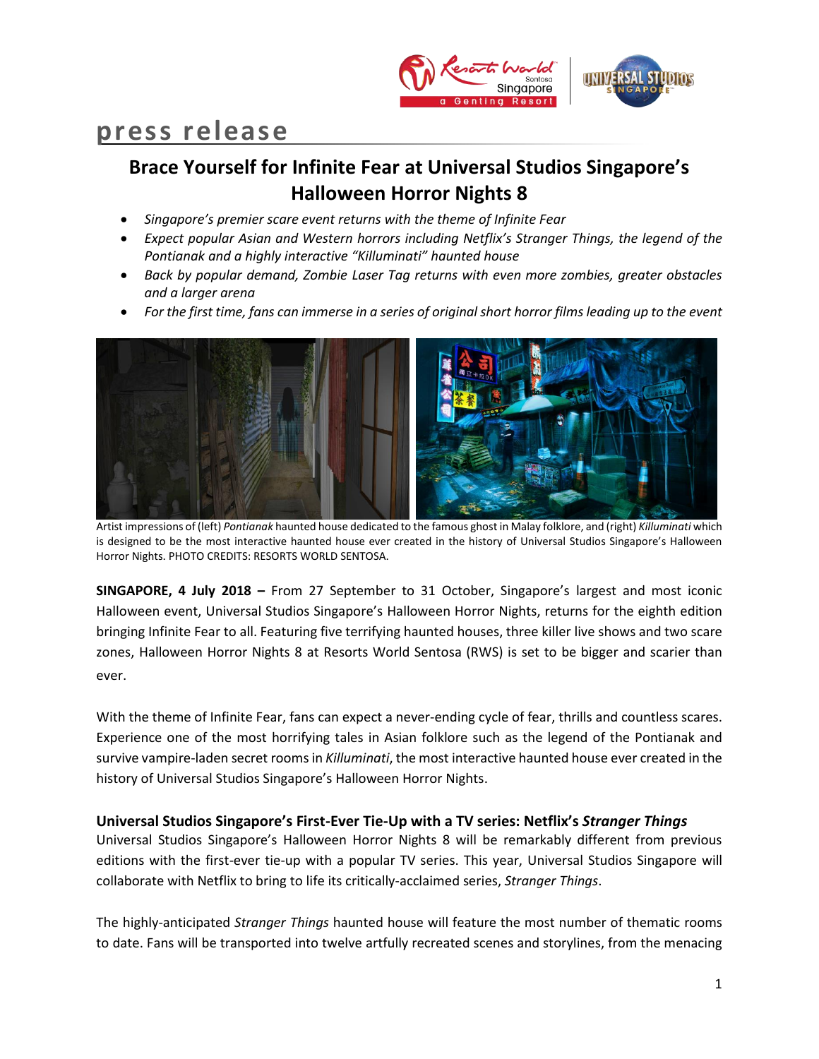# press release

## Brace Yourself for Infinite Fear at Universal Studios Singapore's Halloween Horror Nights 8

- *Singapore's premier scare event returns with the theme of Infinite Fear*
- *Expect popular Asian and Western horrors including Netflix's Stranger Things, the legend of the Pontianak and a highly interactive "Killuminati" haunted house*
- *Back by popular demand, Zombie Laser Tag returns with even more zombies, greater obstacles and a larger arena*
- *For the first time, fans can immerse in a series of original short horror films leading up to the event*

Artist impressions of (left) *Pontianak* haunted house dedicated to the famous ghost in Malay folklore, and (right) *Killuminati* which is designed to be the most interactive haunted house ever created in the history of Universal Studios Singapore's Halloween Horror Nights. PHOTO CREDITS: RESORTS WORLD SENTOSA.

**SINGAPORE, 4 July 2018 –** From 27 September to 31 October, Singapore's largest and most iconic Halloween event, Universal Studios Singapore's Halloween Horror Nights, returns for the eighth edition bringing Infinite Fear to all. Featuring five terrifying haunted houses, three killer live shows and two scare zones, Halloween Horror Nights 8 at Resorts World Sentosa (RWS) is set to be bigger and scarier than ever.

With the theme of Infinite Fear, fans can expect a never-ending cycle of fear, thrills and countless scares. Experience one of the most horrifying tales in Asian folklore such as the legend of the Pontianak and survive vampire-laden secret rooms in *Killuminati*, the most interactive haunted house ever created in the history of Universal Studios Singapore's Halloween Horror Nights.

### Universal Studios Singapore's First-Ever Tie-Up with a TV series: Netflix's *Stranger Things*

Universal Studios Singapore's Halloween Horror Nights 8 will be remarkably different from previous editions with the first-ever tie-up with a popular TV series. This year, Universal Studios Singapore will collaborate with Netflix to bring to life its critically-acclaimed series, *Stranger Things*.

The highly-anticipated *Stranger Things* haunted house will feature the most number of thematic rooms to date. Fans will be transported into twelve artfully recreated scenes and storylines, from the menacing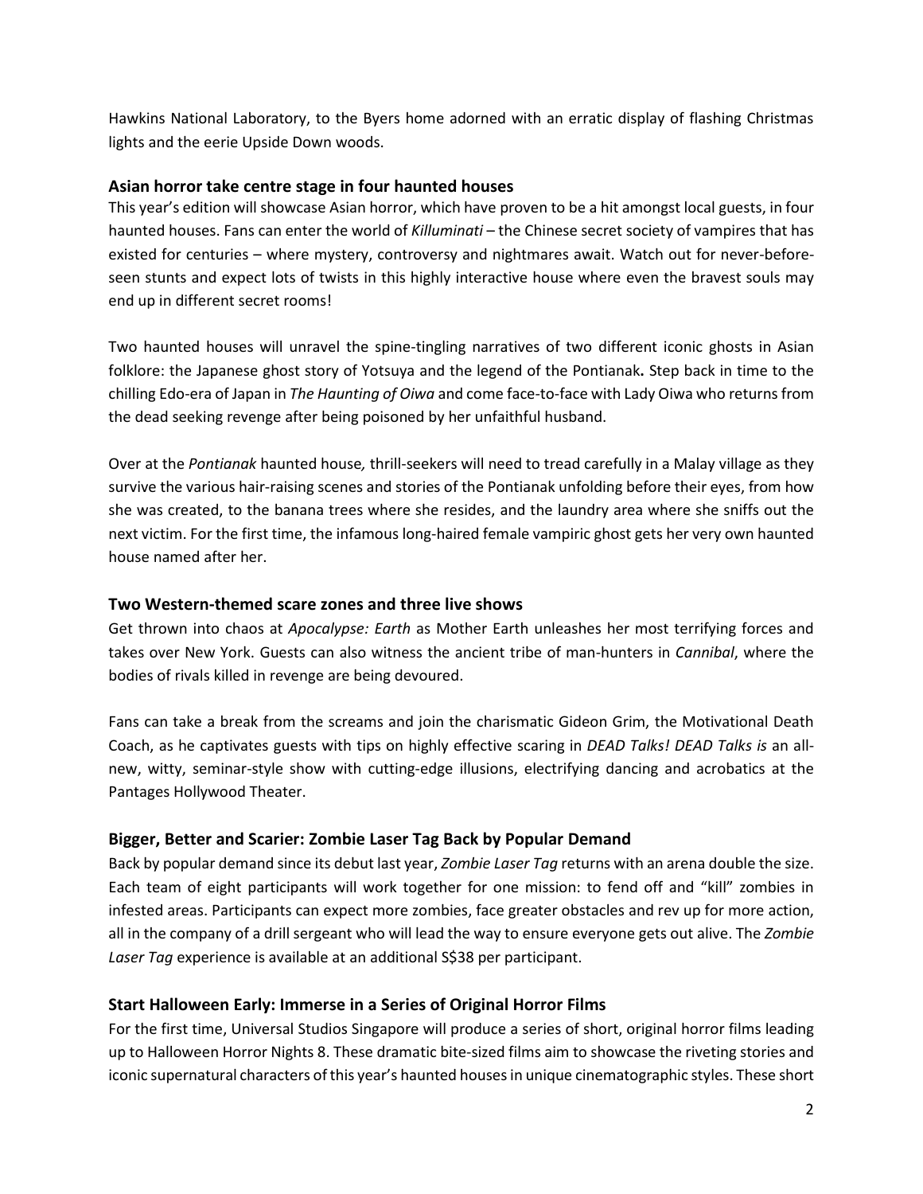Hawkins National Laboratory, to the Byers home adorned with an erratic display of flashing Christmas lights and the eerie Upside Down woods.

### Asian horror take centre stage in four haunted houses

This year's edition will showcase Asian horror, which have proven to be a hit amongst local guests, in four haunted houses. Fans can enter the world of *Killuminati* – the Chinese secret society of vampires that has existed for centuries – where mystery, controversy and nightmares await. Watch out for never-before-seen stunts and expect lots of twists in this highly interactive house where even the bravest souls may end up in different secret rooms!

Two haunted houses will unravel the spine-tingling narratives of two different iconic ghosts in Asian folklore: the Japanese ghost story of Yotsuya and the legend of the Pontianak**.** Step back in time to the chilling Edo-era of Japan in *The Haunting of Oiwa* and come face-to-face with Lady Oiwa who returns from the dead seeking revenge after being poisoned by her unfaithful husband.

Over at the *Pontianak* haunted house*,* thrill-seekers will need to tread carefully in a Malay village as they survive the various hair-raising scenes and stories of the Pontianak unfolding before their eyes, from how she was created, to the banana trees where she resides, and the laundry area where she sniffs out the next victim. For the first time, the infamous long-haired female vampiric ghost gets her very own haunted house named after her.

### Two Western-themed scare zones and three live shows

Get thrown into chaos at *Apocalypse: Earth* as Mother Earth unleashes her most terrifying forces and takes over New York. Guests can also witness the ancient tribe of man-hunters in *Cannibal*, where the bodies of rivals killed in revenge are being devoured.

Fans can take a break from the screams and join the charismatic Gideon Grim, the Motivational Death Coach, as he captivates guests with tips on highly effective scaring in *DEAD Talks! DEAD Talks is* an all-new, witty, seminar-style show with cutting-edge illusions, electrifying dancing and acrobatics at the Pantages Hollywood Theater.

### Bigger, Better and Scarier: Zombie Laser Tag Back by Popular Demand

Back by popular demand since its debut last year, *Zombie Laser Tag* returns with an arena double the size. Each team of eight participants will work together for one mission: to fend off and "kill" zombies in infested areas. Participants can expect more zombies, face greater obstacles and rev up for more action, all in the company of a drill sergeant who will lead the way to ensure everyone gets out alive. The *Zombie Laser Tag* experience is available at an additional S$38 per participant.

### Start Halloween Early: Immerse in a Series of Original Horror Films

For the first time, Universal Studios Singapore will produce a series of short, original horror films leading up to Halloween Horror Nights 8. These dramatic bite-sized films aim to showcase the riveting stories and iconic supernatural characters of this year's haunted houses in unique cinematographic styles. These short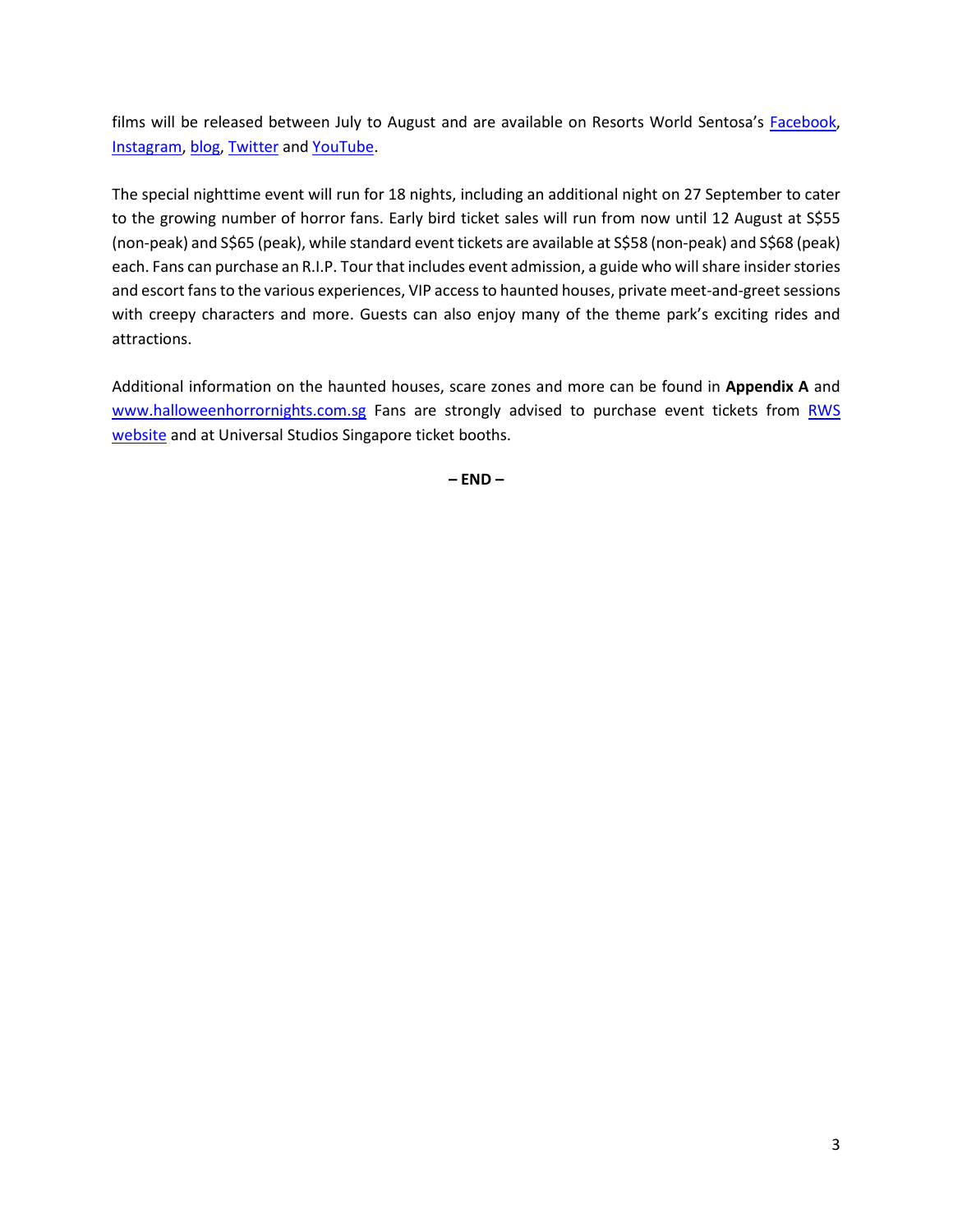films will be released between July to August and are available on Resorts World Sentosa's [Facebook](), [Instagram](), [blog](), [Twitter]() and [YouTube]().

The special nighttime event will run for 18 nights, including an additional night on 27 September to cater to the growing number of horror fans. Early bird ticket sales will run from now until 12 August at S$55 (non-peak) and S$65 (peak), while standard event tickets are available at S$58 (non-peak) and S$68 (peak) each. Fans can purchase an R.I.P. Tour that includes event admission, a guide who will share insider stories and escort fans to the various experiences, VIP access to haunted houses, private meet-and-greet sessions with creepy characters and more. Guests can also enjoy many of the theme park's exciting rides and attractions.

Additional information on the haunted houses, scare zones and more can be found in **Appendix A** and www.halloweenhorrornights.com.sg Fans are strongly advised to purchase event tickets from RWS website and at Universal Studios Singapore ticket booths.

**– END –**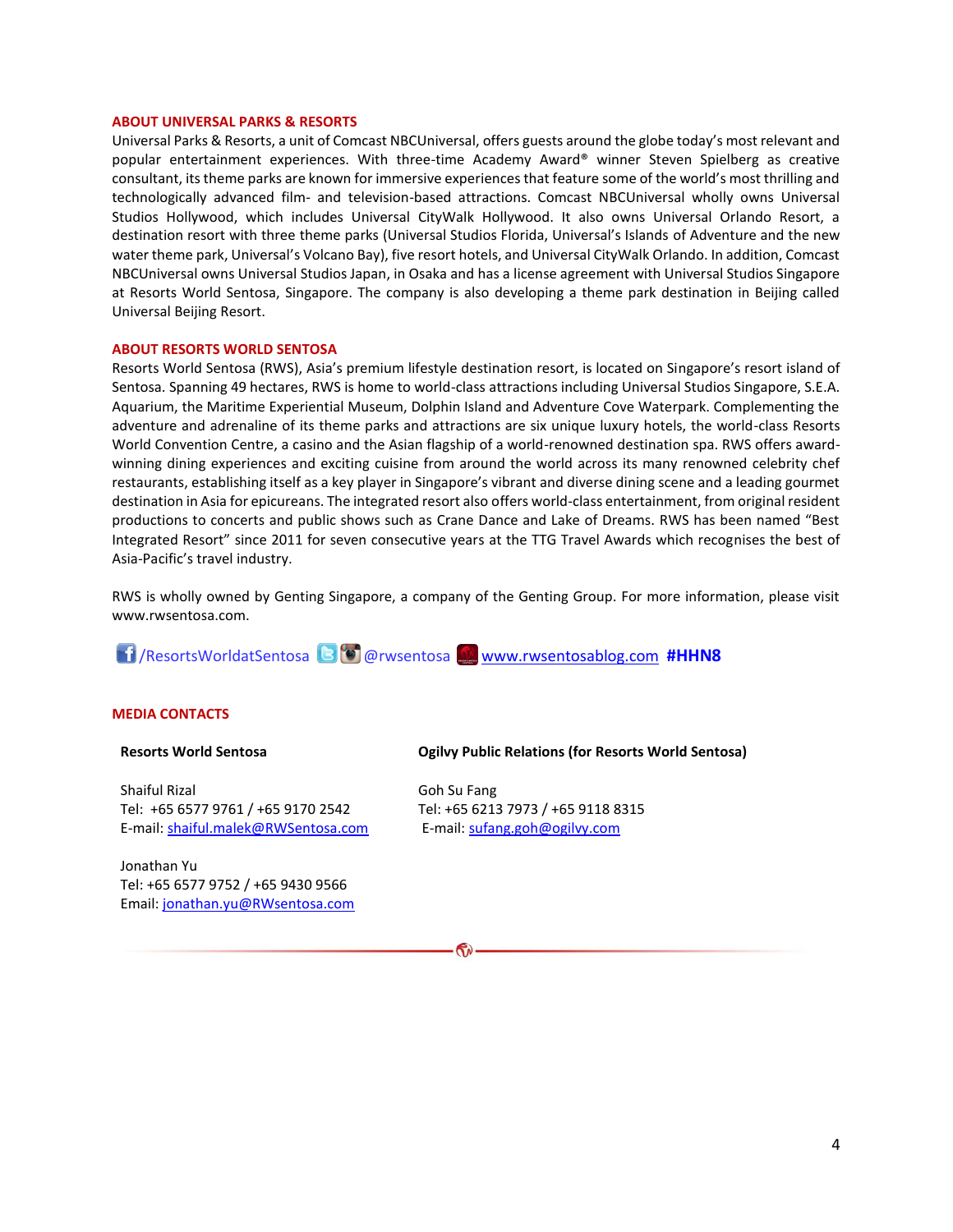## ABOUT UNIVERSAL PARKS & RESORTS

Universal Parks & Resorts, a unit of Comcast NBCUniversal, offers guests around the globe today's most relevant and popular entertainment experiences. With three-time Academy Award® winner Steven Spielberg as creative consultant, its theme parks are known for immersive experiences that feature some of the world's most thrilling and technologically advanced film- and television-based attractions. Comcast NBCUniversal wholly owns Universal Studios Hollywood, which includes Universal CityWalk Hollywood. It also owns Universal Orlando Resort, a destination resort with three theme parks (Universal Studios Florida, Universal's Islands of Adventure and the new water theme park, Universal's Volcano Bay), five resort hotels, and Universal CityWalk Orlando. In addition, Comcast NBCUniversal owns Universal Studios Japan, in Osaka and has a license agreement with Universal Studios Singapore at Resorts World Sentosa, Singapore. The company is also developing a theme park destination in Beijing called Universal Beijing Resort.

## ABOUT RESORTS WORLD SENTOSA

Resorts World Sentosa (RWS), Asia's premium lifestyle destination resort, is located on Singapore's resort island of Sentosa. Spanning 49 hectares, RWS is home to world-class attractions including Universal Studios Singapore, S.E.A. Aquarium, the Maritime Experiential Museum, Dolphin Island and Adventure Cove Waterpark. Complementing the adventure and adrenaline of its theme parks and attractions are six unique luxury hotels, the world-class Resorts World Convention Centre, a casino and the Asian flagship of a world-renowned destination spa. RWS offers award-winning dining experiences and exciting cuisine from around the world across its many renowned celebrity chef restaurants, establishing itself as a key player in Singapore's vibrant and diverse dining scene and a leading gourmet destination in Asia for epicureans. The integrated resort also offers world-class entertainment, from original resident productions to concerts and public shows such as Crane Dance and Lake of Dreams. RWS has been named "Best Integrated Resort" since 2011 for seven consecutive years at the TTG Travel Awards which recognises the best of Asia-Pacific's travel industry.

RWS is wholly owned by Genting Singapore, a company of the Genting Group. For more information, please visit www.rwsentosa.com.

/ResortsWorldatSentosa @rwsentosa www.rwsentosablog.com **#HHN8**

## MEDIA CONTACTS

**Resorts World Sentosa**

Shaiful Rizal
Tel: +65 6577 9761 / +65 9170 2542
E-mail: shaiful.malek@RWSentosa.com

Jonathan Yu
Tel: +65 6577 9752 / +65 9430 9566
Email: jonathan.yu@RWsentosa.com

**Ogilvy Public Relations (for Resorts World Sentosa)**

Goh Su Fang
Tel: +65 6213 7973 / +65 9118 8315
E-mail: sufang.goh@ogilvy.com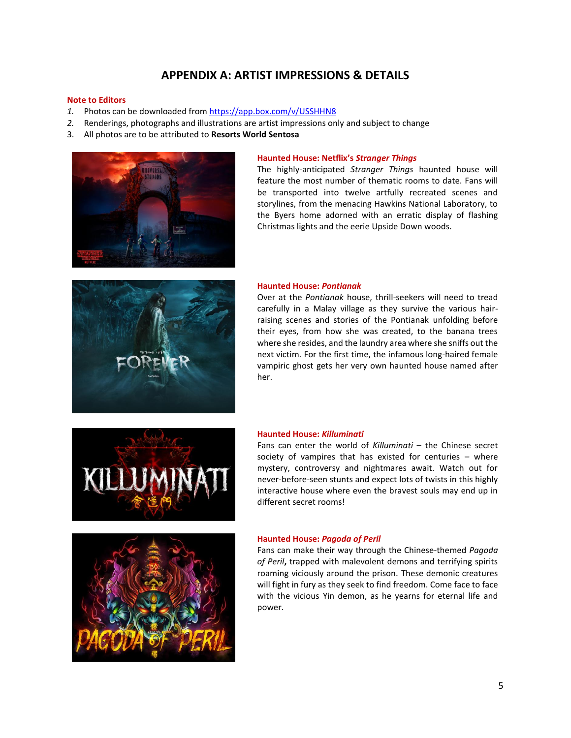## APPENDIX A: ARTIST IMPRESSIONS & DETAILS

**Note to Editors**

1. Photos can be downloaded from [https://app.box.com/v/USSHHN8](https://app.box.com/v/USSHHN8)
2. Renderings, photographs and illustrations are artist impressions only and subject to change
3. All photos are to be attributed to **Resorts World Sentosa**

### Haunted House: Netflix's *Stranger Things*

The highly-anticipated *Stranger Things* haunted house will feature the most number of thematic rooms to date. Fans will be transported into twelve artfully recreated scenes and storylines, from the menacing Hawkins National Laboratory, to the Byers home adorned with an erratic display of flashing Christmas lights and the eerie Upside Down woods.

### Haunted House: *Pontianak*

Over at the *Pontianak* house, thrill-seekers will need to tread carefully in a Malay village as they survive the various hair-raising scenes and stories of the Pontianak unfolding before their eyes, from how she was created, to the banana trees where she resides, and the laundry area where she sniffs out the next victim. For the first time, the infamous long-haired female vampiric ghost gets her very own haunted house named after her.

### Haunted House: *Killuminati*

Fans can enter the world of *Killuminati* – the Chinese secret society of vampires that has existed for centuries – where mystery, controversy and nightmares await. Watch out for never-before-seen stunts and expect lots of twists in this highly interactive house where even the bravest souls may end up in different secret rooms!

### Haunted House: *Pagoda of Peril*

Fans can make their way through the Chinese-themed *Pagoda of Peril*, trapped with malevolent demons and terrifying spirits roaming viciously around the prison. These demonic creatures will fight in fury as they seek to find freedom. Come face to face with the vicious Yin demon, as he yearns for eternal life and power.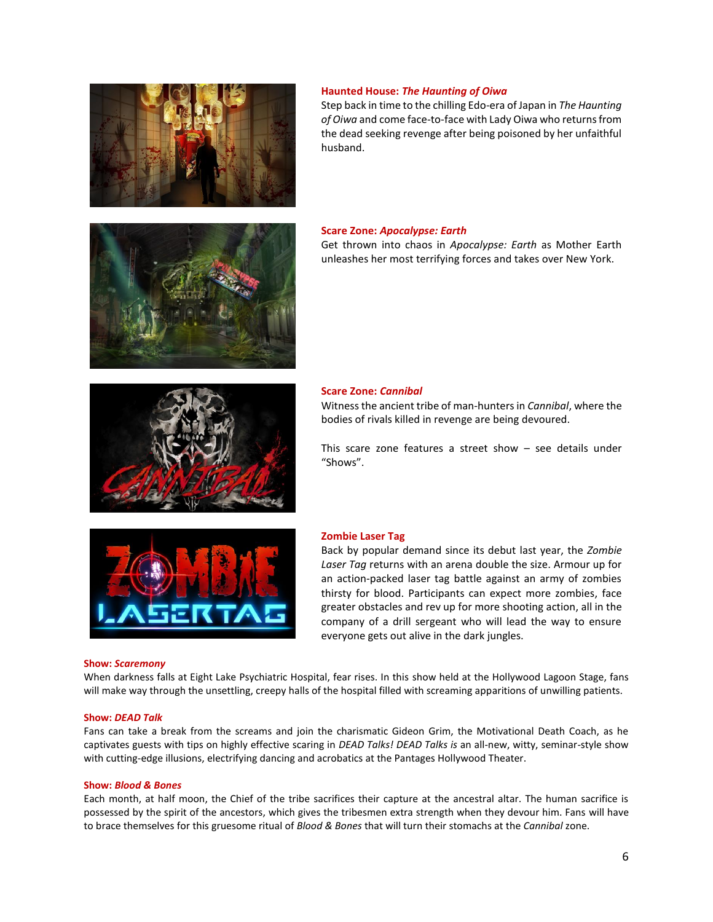**Haunted House: *The Haunting of Oiwa***

Step back in time to the chilling Edo-era of Japan in *The Haunting of Oiwa* and come face-to-face with Lady Oiwa who returns from the dead seeking revenge after being poisoned by her unfaithful husband.

**Scare Zone: *Apocalypse: Earth***

Get thrown into chaos in *Apocalypse: Earth* as Mother Earth unleashes her most terrifying forces and takes over New York.

**Scare Zone: *Cannibal***

Witness the ancient tribe of man-hunters in *Cannibal*, where the bodies of rivals killed in revenge are being devoured.

This scare zone features a street show – see details under "Shows".

**Zombie Laser Tag**

Back by popular demand since its debut last year, the *Zombie Laser Tag* returns with an arena double the size. Armour up for an action-packed laser tag battle against an army of zombies thirsty for blood. Participants can expect more zombies, face greater obstacles and rev up for more shooting action, all in the company of a drill sergeant who will lead the way to ensure everyone gets out alive in the dark jungles.

**Show: *Scaremony***

When darkness falls at Eight Lake Psychiatric Hospital, fear rises. In this show held at the Hollywood Lagoon Stage, fans will make way through the unsettling, creepy halls of the hospital filled with screaming apparitions of unwilling patients.

**Show: *DEAD Talk***

Fans can take a break from the screams and join the charismatic Gideon Grim, the Motivational Death Coach, as he captivates guests with tips on highly effective scaring in *DEAD Talks! DEAD Talks is* an all-new, witty, seminar-style show with cutting-edge illusions, electrifying dancing and acrobatics at the Pantages Hollywood Theater.

**Show: *Blood & Bones***

Each month, at half moon, the Chief of the tribe sacrifices their capture at the ancestral altar. The human sacrifice is possessed by the spirit of the ancestors, which gives the tribesmen extra strength when they devour him. Fans will have to brace themselves for this gruesome ritual of *Blood & Bones* that will turn their stomachs at the *Cannibal* zone.